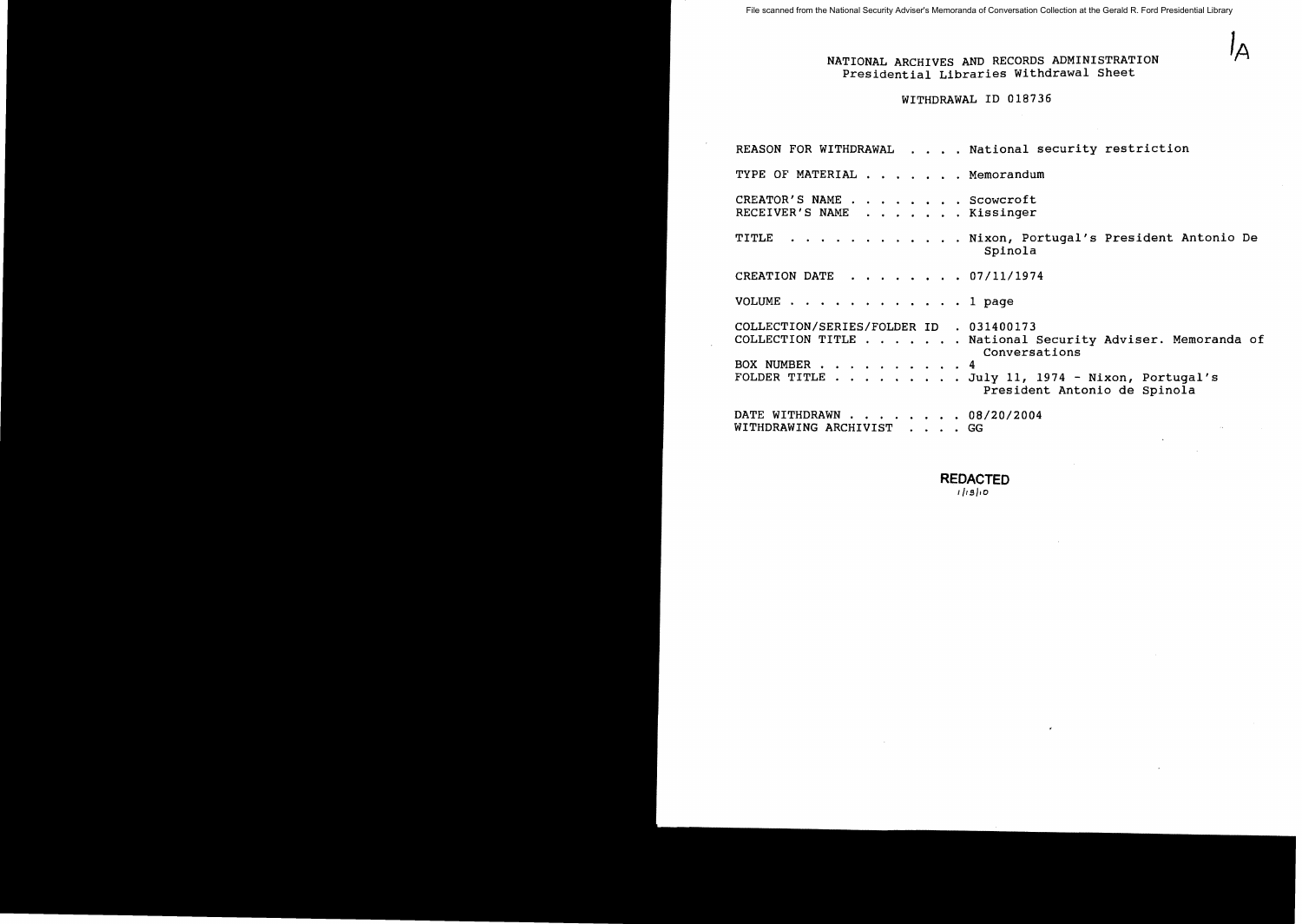File scanned from the National Security Adviser's Memoranda of Conversation Collection at the Gerald R. Ford Presidential Library

1A

# NATIONAL ARCHIVES AND RECORDS ADMINISTRATION
## Presidential Libraries Withdrawal Sheet

WITHDRAWAL ID 018736

REASON FOR WITHDRAWAL . . . . National security restriction

TYPE OF MATERIAL . . . . . . . Memorandum

CREATOR'S NAME . . . . . . . . Scowcroft
RECEIVER'S NAME . . . . . . . Kissinger

TITLE . . . . . . . . . . . . Nixon, Portugal's President Antonio De Spinola

CREATION DATE . . . . . . . . 07/11/1974

VOLUME . . . . . . . . . . . . 1 page

COLLECTION/SERIES/FOLDER ID . 031400173
COLLECTION TITLE . . . . . . . National Security Adviser. Memoranda of Conversations
BOX NUMBER . . . . . . . . . . 4
FOLDER TITLE . . . . . . . . . July 11, 1974 - Nixon, Portugal's President Antonio de Spinola

DATE WITHDRAWN . . . . . . . . 08/20/2004
WITHDRAWING ARCHIVIST . . . . GG

**REDACTED**
1/15/10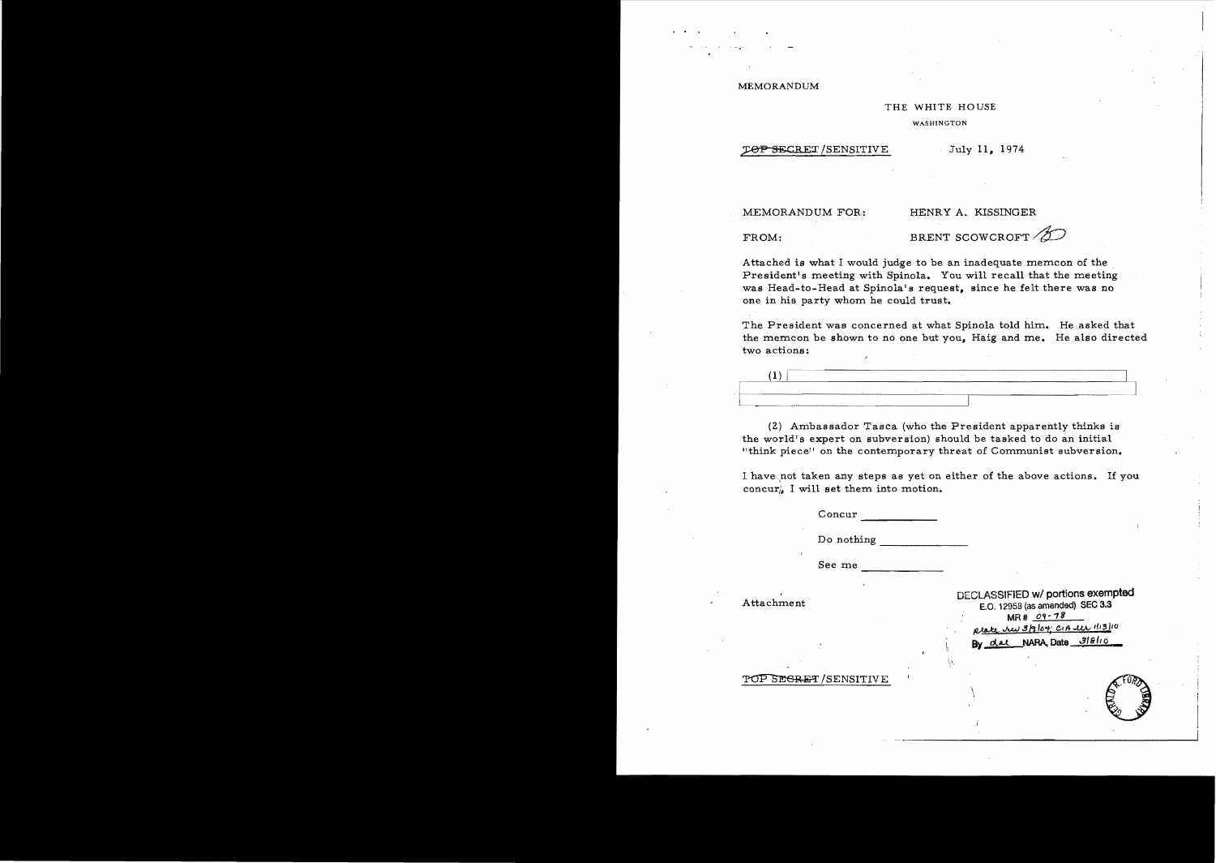MEMORANDUM

THE WHITE HOUSE

WASHINGTON

~~TOP SECRET~~/SENSITIVE

July 11, 1974

MEMORANDUM FOR: HENRY A. KISSINGER

FROM: BRENT SCOWCROFT

Attached is what I would judge to be an inadequate memcon of the President's meeting with Spinola. You will recall that the meeting was Head-to-Head at Spinola's request, since he felt there was no one in his party whom he could trust.

The President was concerned at what Spinola told him. He asked that the memcon be shown to no one but you, Haig and me. He also directed two actions:

(1)

(2) Ambassador Tasca (who the President apparently thinks is the world's expert on subversion) should be tasked to do an initial "think piece" on the contemporary threat of Communist subversion.

I have not taken any steps as yet on either of the above actions. If you concur, I will set them into motion.

Concur ____________

Do nothing ____________

See me ____________

Attachment

DECLASSIFIED w/ portions exempted
E.O. 12958 (as amended) SEC 3.3
MR # 09-78
State rev 3/9/04; CIA ltr 1/13/10
By dal NARA, Date 3/8/10

~~TOP SECRET~~/SENSITIVE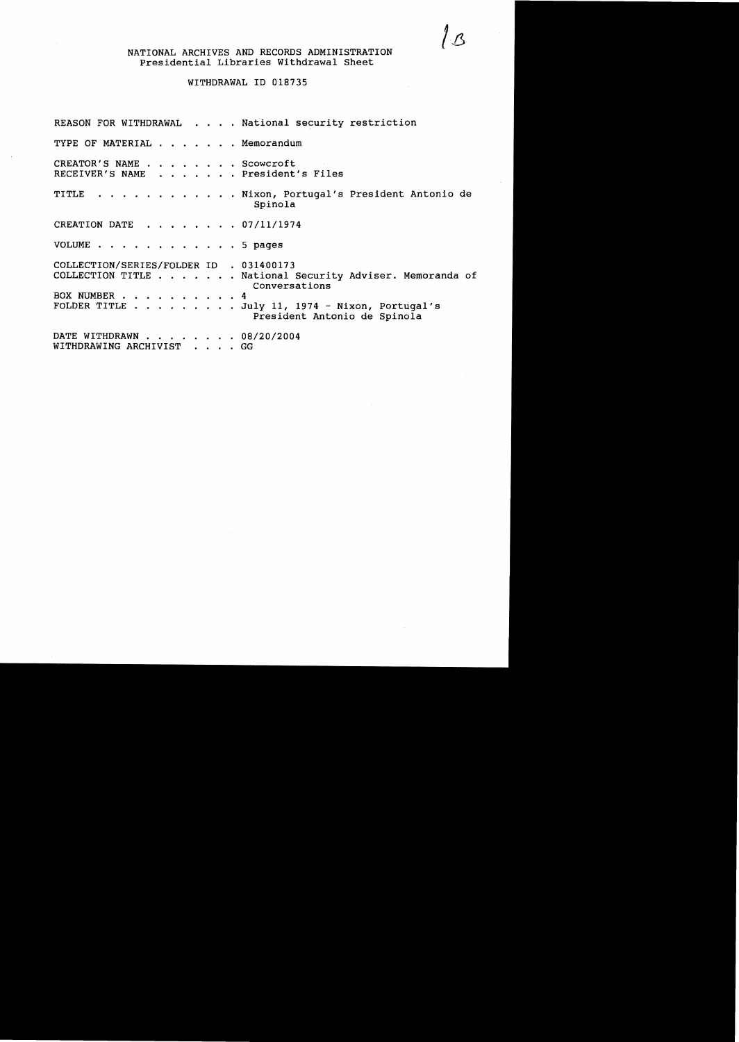1B

NATIONAL ARCHIVES AND RECORDS ADMINISTRATION
Presidential Libraries Withdrawal Sheet

WITHDRAWAL ID 018735

REASON FOR WITHDRAWAL . . . . National security restriction

TYPE OF MATERIAL . . . . . . . Memorandum

CREATOR'S NAME . . . . . . . . Scowcroft
RECEIVER'S NAME . . . . . . . President's Files

TITLE . . . . . . . . . . . . Nixon, Portugal's President Antonio de Spinola

CREATION DATE . . . . . . . . 07/11/1974

VOLUME . . . . . . . . . . . . 5 pages

COLLECTION/SERIES/FOLDER ID . 031400173
COLLECTION TITLE . . . . . . . National Security Adviser. Memoranda of Conversations
BOX NUMBER . . . . . . . . . . 4
FOLDER TITLE . . . . . . . . . July 11, 1974 - Nixon, Portugal's President Antonio de Spinola

DATE WITHDRAWN . . . . . . . . 08/20/2004
WITHDRAWING ARCHIVIST . . . . GG